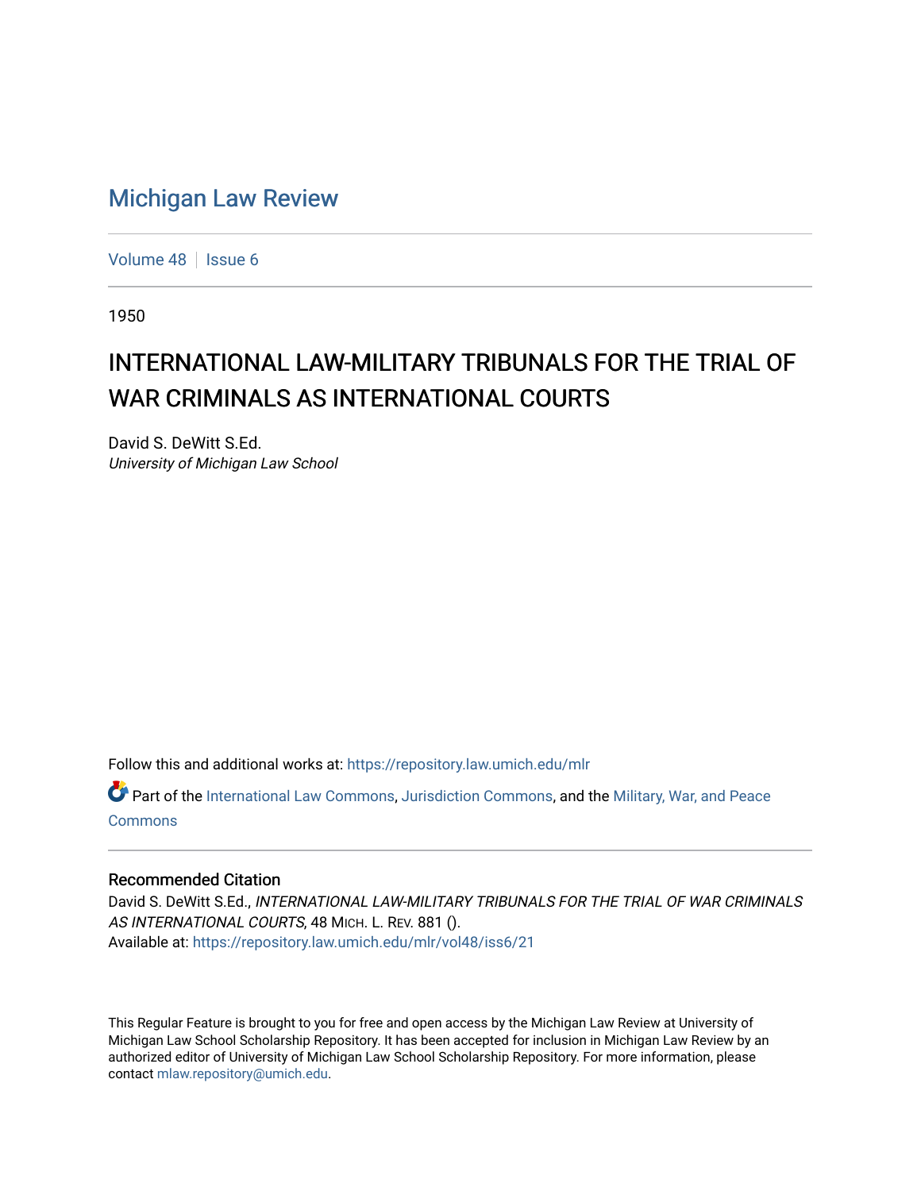# Michigan Law Review

Volume 48 | Issue 6

1950

## INTERNATIONAL LAW-MILITARY TRIBUNALS FOR THE TRIAL OF WAR CRIMINALS AS INTERNATIONAL COURTS

David S. DeWitt S.Ed.
*University of Michigan Law School*

Follow this and additional works at: https://repository.law.umich.edu/mlr

Part of the International Law Commons, Jurisdiction Commons, and the Military, War, and Peace Commons

### Recommended Citation

David S. DeWitt S.Ed., *INTERNATIONAL LAW-MILITARY TRIBUNALS FOR THE TRIAL OF WAR CRIMINALS AS INTERNATIONAL COURTS*, 48 MICH. L. REV. 881 ().
Available at: https://repository.law.umich.edu/mlr/vol48/iss6/21

This Regular Feature is brought to you for free and open access by the Michigan Law Review at University of Michigan Law School Scholarship Repository. It has been accepted for inclusion in Michigan Law Review by an authorized editor of University of Michigan Law School Scholarship Repository. For more information, please contact mlaw.repository@umich.edu.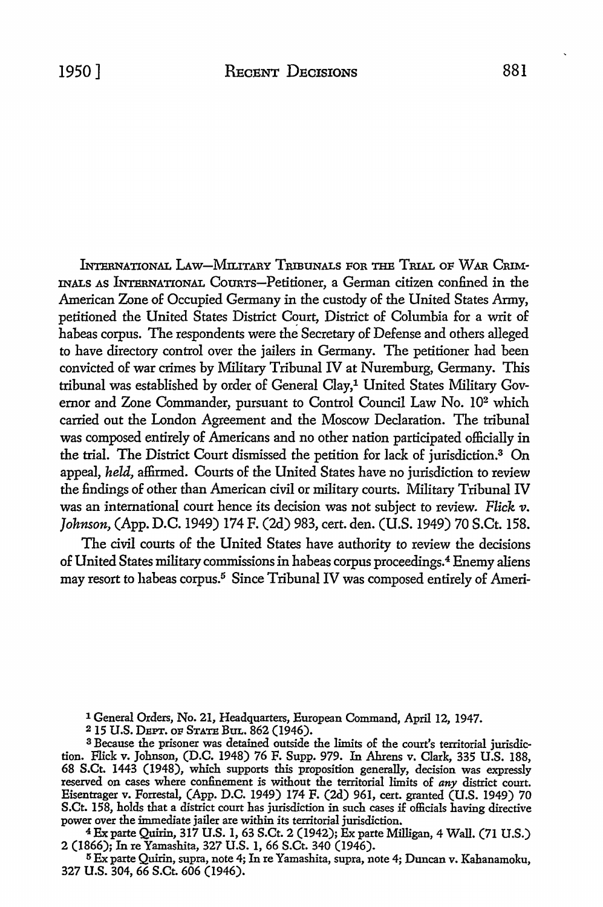INTERNATIONAL LAW—MILITARY TRIBUNALS FOR THE TRIAL OF WAR CRIMINALS AS INTERNATIONAL COURTS—Petitioner, a German citizen confined in the American Zone of Occupied Germany in the custody of the United States Army, petitioned the United States District Court, District of Columbia for a writ of habeas corpus. The respondents were the Secretary of Defense and others alleged to have directory control over the jailers in Germany. The petitioner had been convicted of war crimes by Military Tribunal IV at Nuremburg, Germany. This tribunal was established by order of General Clay,[1] United States Military Governor and Zone Commander, pursuant to Control Council Law No. 10[2] which carried out the London Agreement and the Moscow Declaration. The tribunal was composed entirely of Americans and no other nation participated officially in the trial. The District Court dismissed the petition for lack of jurisdiction.[3] On appeal, *held*, affirmed. Courts of the United States have no jurisdiction to review the findings of other than American civil or military courts. Military Tribunal IV was an international court hence its decision was not subject to review. *Flick v. Johnson*, (App. D.C. 1949) 174 F. (2d) 983, cert. den. (U.S. 1949) 70 S.Ct. 158.

The civil courts of the United States have authority to review the decisions of United States military commissions in habeas corpus proceedings.[4] Enemy aliens may resort to habeas corpus.[5] Since Tribunal IV was composed entirely of Ameri-

---

[1] General Orders, No. 21, Headquarters, European Command, April 12, 1947.

[2] 15 U.S. DEPT. OF STATE BUL. 862 (1946).

[3] Because the prisoner was detained outside the limits of the court's territorial jurisdiction. Flick v. Johnson, (D.C. 1948) 76 F. Supp. 979. In Ahrens v. Clark, 335 U.S. 188, 68 S.Ct. 1443 (1948), which supports this proposition generally, decision was expressly reserved on cases where confinement is without the territorial limits of *any* district court. Eisentrager v. Forrestal, (App. D.C. 1949) 174 F. (2d) 961, cert. granted (U.S. 1949) 70 S.Ct. 158, holds that a district court has jurisdiction in such cases if officials having directive power over the immediate jailer are within its territorial jurisdiction.

[4] Ex parte Quirin, 317 U.S. 1, 63 S.Ct. 2 (1942); Ex parte Milligan, 4 Wall. (71 U.S.) 2 (1866); In re Yamashita, 327 U.S. 1, 66 S.Ct. 340 (1946).

[5] Ex parte Quirin, supra, note 4; In re Yamashita, supra, note 4; Duncan v. Kahanamoku, 327 U.S. 304, 66 S.Ct. 606 (1946).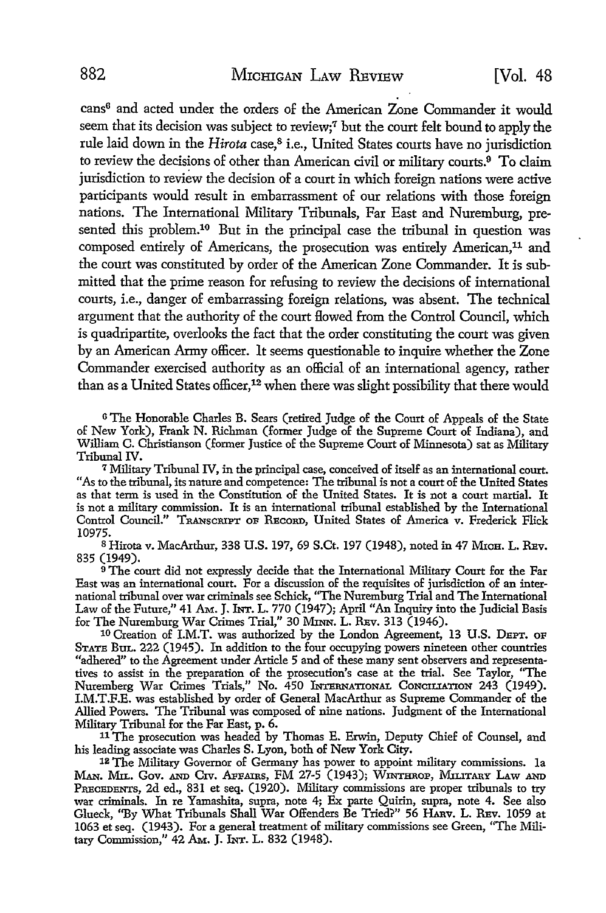cans[6] and acted under the orders of the American Zone Commander it would seem that its decision was subject to review;[7] but the court felt bound to apply the rule laid down in the *Hirota* case,[8] i.e., United States courts have no jurisdiction to review the decisions of other than American civil or military courts.[9] To claim jurisdiction to review the decision of a court in which foreign nations were active participants would result in embarrassment of our relations with those foreign nations. The International Military Tribunals, Far East and Nuremburg, presented this problem.[10] But in the principal case the tribunal in question was composed entirely of Americans, the prosecution was entirely American,[11] and the court was constituted by order of the American Zone Commander. It is submitted that the prime reason for refusing to review the decisions of international courts, i.e., danger of embarrassing foreign relations, was absent. The technical argument that the authority of the court flowed from the Control Council, which is quadripartite, overlooks the fact that the order constituting the court was given by an American Army officer. It seems questionable to inquire whether the Zone Commander exercised authority as an official of an international agency, rather than as a United States officer,[12] when there was slight possibility that there would

[6] The Honorable Charles B. Sears (retired Judge of the Court of Appeals of the State of New York), Frank N. Richman (former Judge of the Supreme Court of Indiana), and William C. Christianson (former Justice of the Supreme Court of Minnesota) sat as Military Tribunal IV.

[7] Military Tribunal IV, in the principal case, conceived of itself as an international court. "As to the tribunal, its nature and competence: The tribunal is not a court of the United States as that term is used in the Constitution of the United States. It is not a court martial. It is not a military commission. It is an international tribunal established by the International Control Council." TRANSCRIPT OF RECORD, United States of America v. Frederick Flick 10975.

[8] Hirota v. MacArthur, 338 U.S. 197, 69 S.Ct. 197 (1948), noted in 47 MICH. L. REV. 835 (1949).

[9] The court did not expressly decide that the International Military Court for the Far East was an international court. For a discussion of the requisites of jurisdiction of an international tribunal over war criminals see Schick, "The Nuremburg Trial and The International Law of the Future," 41 AM. J. INT. L. 770 (1947); April "An Inquiry into the Judicial Basis for The Nuremburg War Crimes Trial," 30 MINN. L. REV. 313 (1946).

[10] Creation of I.M.T. was authorized by the London Agreement, 13 U.S. DEPT. OF STATE BUL. 222 (1945). In addition to the four occupying powers nineteen other countries "adhered" to the Agreement under Article 5 and of these many sent observers and representatives to assist in the preparation of the prosecution's case at the trial. See Taylor, "The Nuremberg War Crimes Trials," No. 450 INTERNATIONAL CONCILIATION 243 (1949). I.M.T.F.E. was established by order of General MacArthur as Supreme Commander of the Allied Powers. The Tribunal was composed of nine nations. Judgment of the International Military Tribunal for the Far East, p. 6.

[11] The prosecution was headed by Thomas E. Erwin, Deputy Chief of Counsel, and his leading associate was Charles S. Lyon, both of New York City.

[12] The Military Governor of Germany has power to appoint military commissions. 1a MAN. MIL. GOV. AND CIV. AFFAIRS, FM 27-5 (1943); WINTHROP, MILITARY LAW AND PRECEDENTS, 2d ed., 831 et seq. (1920). Military commissions are proper tribunals to try war criminals. In re Yamashita, supra, note 4; Ex parte Quirin, supra, note 4. See also Glueck, "By What Tribunals Shall War Offenders Be Tried?" 56 HARV. L. REV. 1059 at 1063 et seq. (1943). For a general treatment of military commissions see Green, "The Military Commission," 42 AM. J. INT. L. 832 (1948).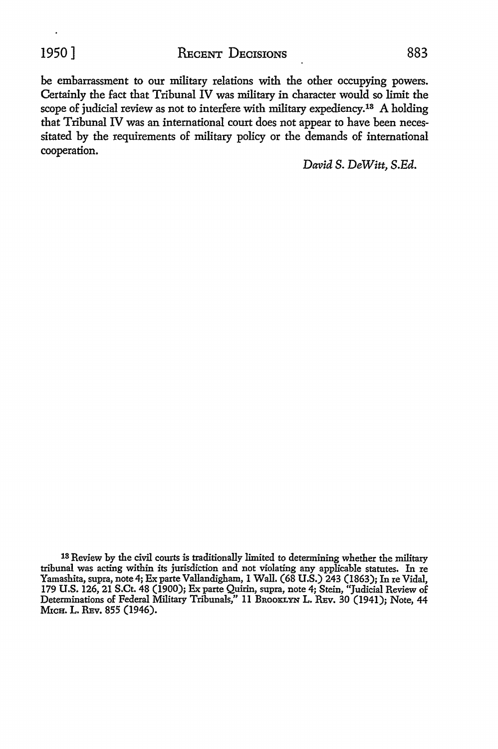be embarrassment to our military relations with the other occupying powers. Certainly the fact that Tribunal IV was military in character would so limit the scope of judicial review as not to interfere with military expediency.[18] A holding that Tribunal IV was an international court does not appear to have been necessitated by the requirements of military policy or the demands of international cooperation.

*David S. DeWitt, S.Ed.*

[18] Review by the civil courts is traditionally limited to determining whether the military tribunal was acting within its jurisdiction and not violating any applicable statutes. In re Yamashita, supra, note 4; Ex parte Vallandigham, 1 Wall. (68 U.S.) 243 (1863); In re Vidal, 179 U.S. 126, 21 S.Ct. 48 (1900); Ex parte Quirin, supra, note 4; Stein, "Judicial Review of Determinations of Federal Military Tribunals," 11 BROOKLYN L. REV. 30 (1941); Note, 44 MICH. L. REV. 855 (1946).